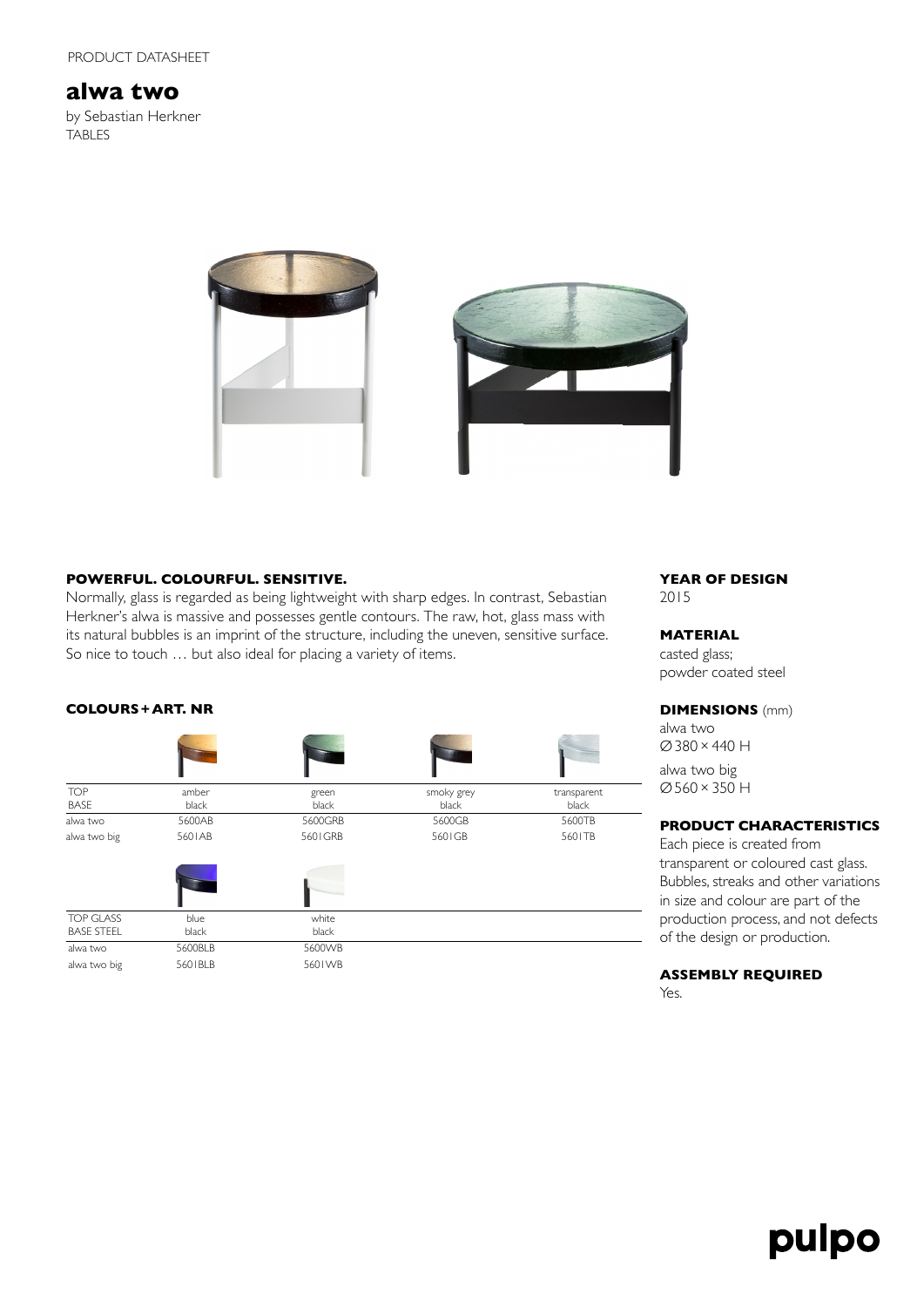PRODUCT DATASHEET

# alwa two

by Sebastian Herkner
TABLES

## POWERFUL. COLOURFUL. SENSITIVE.

Normally, glass is regarded as being lightweight with sharp edges. In contrast, Sebastian Herkner's alwa is massive and possesses gentle contours. The raw, hot, glass mass with its natural bubbles is an imprint of the structure, including the uneven, sensitive surface. So nice to touch … but also ideal for placing a variety of items.

## COLOURS + ART. NR

| TOP<br>BASE | amber<br>black | green<br>black | smoky grey<br>black | transparent<br>black |
|---|---|---|---|---|
| alwa two | 5600AB | 5600GRB | 5600GB | 5600TB |
| alwa two big | 5601AB | 5601GRB | 5601GB | 5601TB |

| TOP GLASS<br>BASE STEEL | blue<br>black | white<br>black |
|---|---|---|
| alwa two | 5600BLB | 5600WB |
| alwa two big | 5601BLB | 5601WB |

## YEAR OF DESIGN

2015

## MATERIAL

casted glass;
powder coated steel

## DIMENSIONS (mm)

alwa two
Ø 380 × 440 H

alwa two big
Ø 560 × 350 H

## PRODUCT CHARACTERISTICS

Each piece is created from transparent or coloured cast glass. Bubbles, streaks and other variations in size and colour are part of the production process, and not defects of the design or production.

## ASSEMBLY REQUIRED

Yes.

pulpo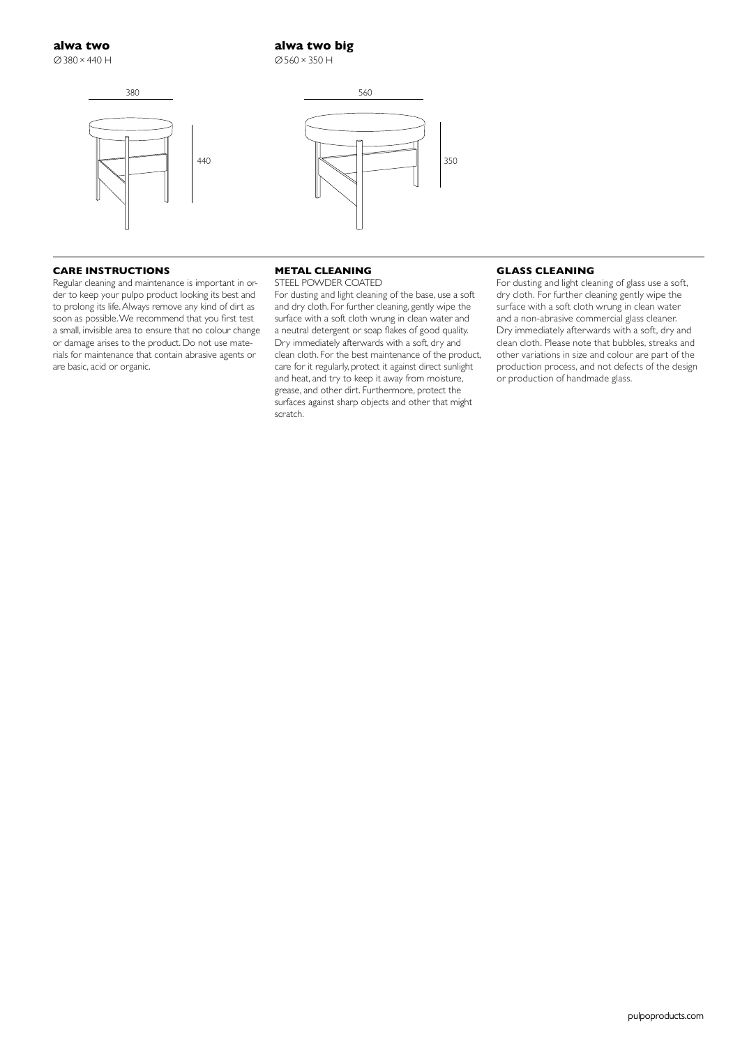**alwa two**
Ø 380 × 440 H

**alwa two big**
Ø 560 × 350 H

380

440

560

350

### CARE INSTRUCTIONS

Regular cleaning and maintenance is important in order to keep your pulpo product looking its best and to prolong its life. Always remove any kind of dirt as soon as possible. We recommend that you first test a small, invisible area to ensure that no colour change or damage arises to the product. Do not use materials for maintenance that contain abrasive agents or are basic, acid or organic.

### METAL CLEANING

STEEL POWDER COATED

For dusting and light cleaning of the base, use a soft and dry cloth. For further cleaning, gently wipe the surface with a soft cloth wrung in clean water and a neutral detergent or soap flakes of good quality. Dry immediately afterwards with a soft, dry and clean cloth. For the best maintenance of the product, care for it regularly, protect it against direct sunlight and heat, and try to keep it away from moisture, grease, and other dirt. Furthermore, protect the surfaces against sharp objects and other that might scratch.

### GLASS CLEANING

For dusting and light cleaning of glass use a soft, dry cloth. For further cleaning gently wipe the surface with a soft cloth wrung in clean water and a non-abrasive commercial glass cleaner. Dry immediately afterwards with a soft, dry and clean cloth. Please note that bubbles, streaks and other variations in size and colour are part of the production process, and not defects of the design or production of handmade glass.

pulpoproducts.com